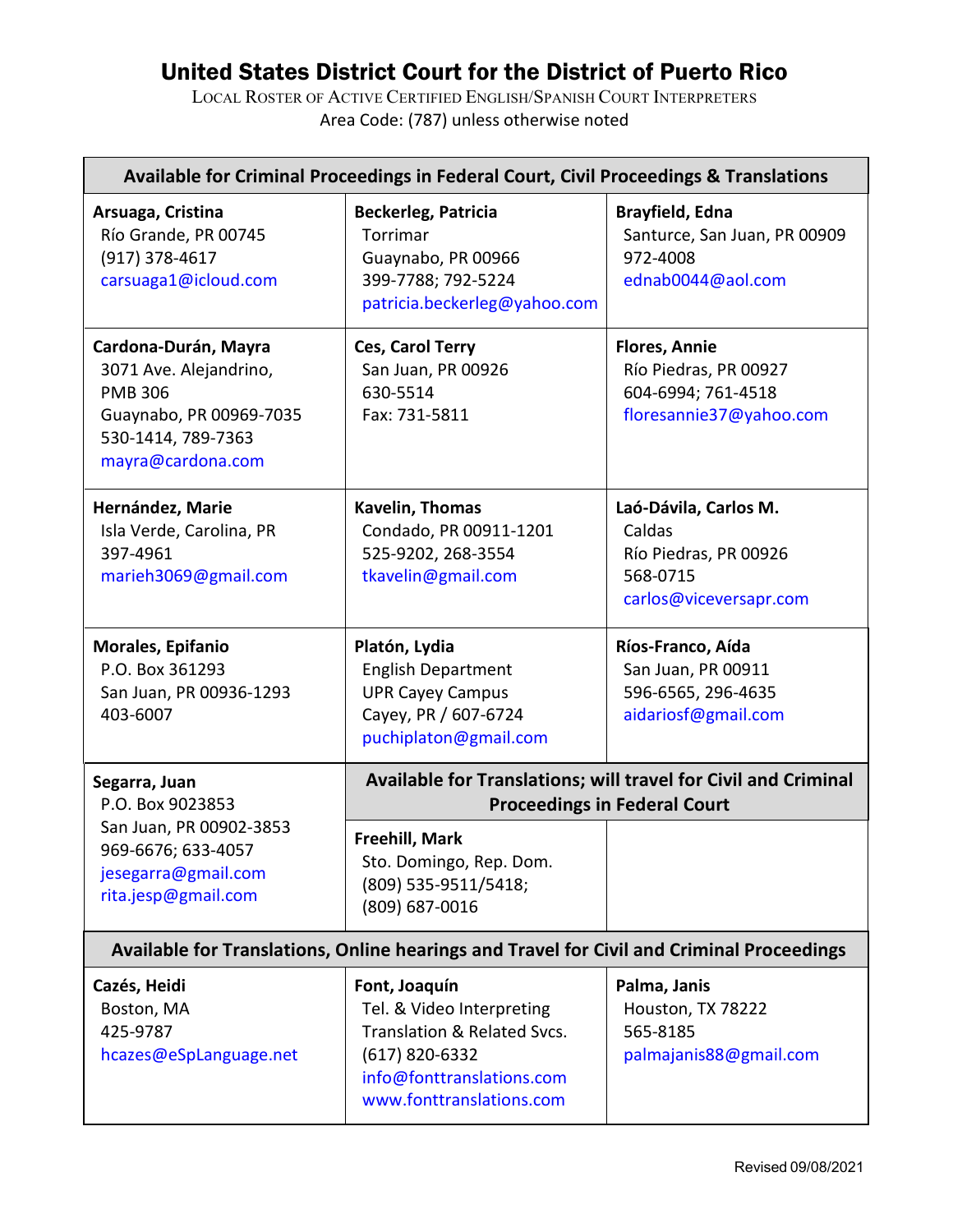# United States District Court for the District of Puerto Rico

LOCAL ROSTER OF ACTIVE CERTIFIED ENGLISH/SPANISH COURT INTERPRETERS

Area Code: (787) unless otherwise noted

| Available for Criminal Proceedings in Federal Court, Civil Proceedings & Translations | | |
|---|---|---|
| **Arsuaga, Cristina**<br>Río Grande, PR 00745<br>(917) 378-4617<br>carsuaga1@icloud.com | **Beckerleg, Patricia**<br>Torrimar<br>Guaynabo, PR 00966<br>399-7788; 792-5224<br>patricia.beckerleg@yahoo.com | **Brayfield, Edna**<br>Santurce, San Juan, PR 00909<br>972-4008<br>ednab0044@aol.com |
| **Cardona-Durán, Mayra**<br>3071 Ave. Alejandrino,<br>PMB 306<br>Guaynabo, PR 00969-7035<br>530-1414, 789-7363<br>mayra@cardona.com | **Ces, Carol Terry**<br>San Juan, PR 00926<br>630-5514<br>Fax: 731-5811 | **Flores, Annie**<br>Río Piedras, PR 00927<br>604-6994; 761-4518<br>floresannie37@yahoo.com |
| **Hernández, Marie**<br>Isla Verde, Carolina, PR<br>397-4961<br>marieh3069@gmail.com | **Kavelin, Thomas**<br>Condado, PR 00911-1201<br>525-9202, 268-3554<br>tkavelin@gmail.com | **Laó-Dávila, Carlos M.**<br>Caldas<br>Río Piedras, PR 00926<br>568-0715<br>carlos@viceversapr.com |
| **Morales, Epifanio**<br>P.O. Box 361293<br>San Juan, PR 00936-1293<br>403-6007 | **Platón, Lydia**<br>English Department<br>UPR Cayey Campus<br>Cayey, PR / 607-6724<br>puchiplaton@gmail.com | **Ríos-Franco, Aída**<br>San Juan, PR 00911<br>596-6565, 296-4635<br>aidariosf@gmail.com |
| **Segarra, Juan**<br>P.O. Box 9023853<br>San Juan, PR 00902-3853<br>969-6676; 633-4057<br>jesegarra@gmail.com<br>rita.jesp@gmail.com | **Available for Translations; will travel for Civil and Criminal Proceedings in Federal Court**<br><br>**Freehill, Mark**<br>Sto. Domingo, Rep. Dom.<br>(809) 535-9511/5418;<br>(809) 687-0016 | |
| **Available for Translations, Online hearings and Travel for Civil and Criminal Proceedings** | | |
| **Cazés, Heidi**<br>Boston, MA<br>425-9787<br>hcazes@eSpLanguage.net | **Font, Joaquín**<br>Tel. & Video Interpreting<br>Translation & Related Svcs.<br>(617) 820-6332<br>info@fonttranslations.com<br>www.fonttranslations.com | **Palma, Janis**<br>Houston, TX 78222<br>565-8185<br>palmajanis88@gmail.com |

Revised 09/08/2021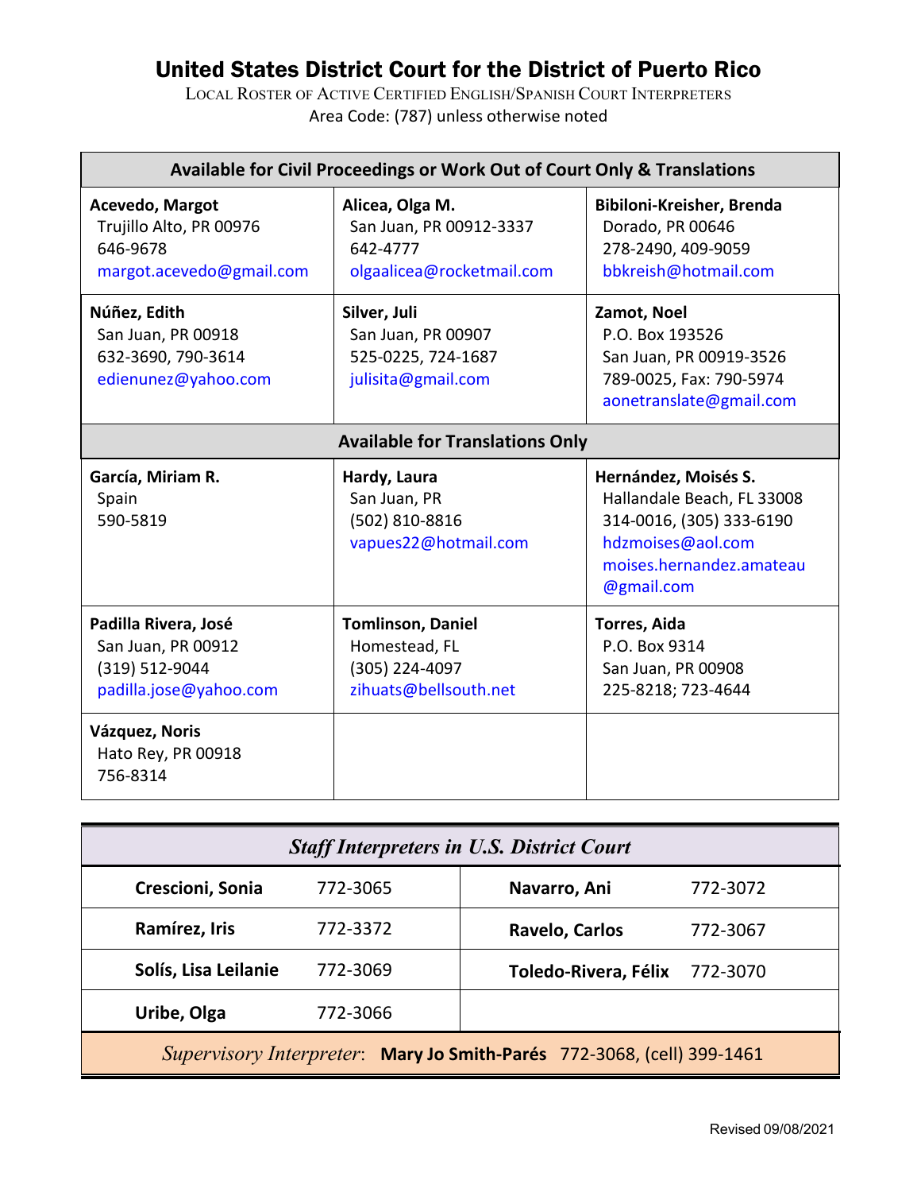# United States District Court for the District of Puerto Rico

LOCAL ROSTER OF ACTIVE CERTIFIED ENGLISH/SPANISH COURT INTERPRETERS

Area Code: (787) unless otherwise noted

| Available for Civil Proceedings or Work Out of Court Only & Translations | | |
|---|---|---|
| **Acevedo, Margot**<br>Trujillo Alto, PR 00976<br>646-9678<br>margot.acevedo@gmail.com | **Alicea, Olga M.**<br>San Juan, PR 00912-3337<br>642-4777<br>olgaalicea@rocketmail.com | **Bibiloni-Kreisher, Brenda**<br>Dorado, PR 00646<br>278-2490, 409-9059<br>bbkreish@hotmail.com |
| **Núñez, Edith**<br>San Juan, PR 00918<br>632-3690, 790-3614<br>edienunez@yahoo.com | **Silver, Juli**<br>San Juan, PR 00907<br>525-0225, 724-1687<br>julisita@gmail.com | **Zamot, Noel**<br>P.O. Box 193526<br>San Juan, PR 00919-3526<br>789-0025, Fax: 790-5974<br>aonetranslate@gmail.com |
| **Available for Translations Only** | | |
| **García, Miriam R.**<br>Spain<br>590-5819 | **Hardy, Laura**<br>San Juan, PR<br>(502) 810-8816<br>vapues22@hotmail.com | **Hernández, Moisés S.**<br>Hallandale Beach, FL 33008<br>314-0016, (305) 333-6190<br>hdzmoises@aol.com<br>moises.hernandez.amateau@gmail.com |
| **Padilla Rivera, José**<br>San Juan, PR 00912<br>(319) 512-9044<br>padilla.jose@yahoo.com | **Tomlinson, Daniel**<br>Homestead, FL<br>(305) 224-4097<br>zihuats@bellsouth.net | **Torres, Aida**<br>P.O. Box 9314<br>San Juan, PR 00908<br>225-8218; 723-4644 |
| **Vázquez, Noris**<br>Hato Rey, PR 00918<br>756-8314 | | |

| *Staff Interpreters in U.S. District Court* | | | |
|---|---|---|---|
| **Crescioni, Sonia** | 772-3065 | **Navarro, Ani** | 772-3072 |
| **Ramírez, Iris** | 772-3372 | **Ravelo, Carlos** | 772-3067 |
| **Solís, Lisa Leilanie** | 772-3069 | **Toledo-Rivera, Félix** | 772-3070 |
| **Uribe, Olga** | 772-3066 | | |

*Supervisory Interpreter*: **Mary Jo Smith-Parés** 772-3068, (cell) 399-1461

Revised 09/08/2021